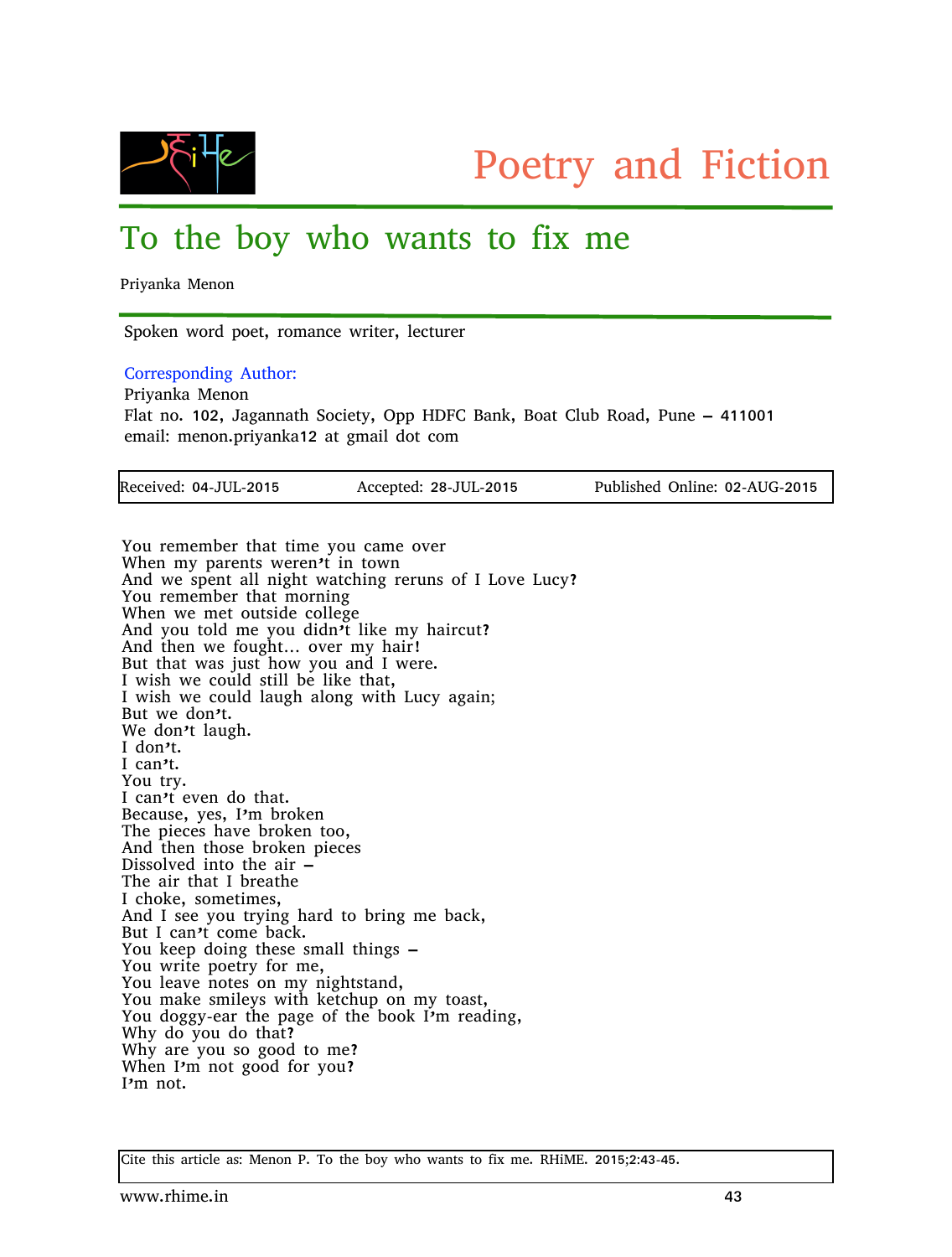Poetry and Fiction

# To the boy who wants to fix me

Priyanka Menon

Spoken word poet, romance writer, lecturer

Corresponding Author:
Priyanka Menon
Flat no. 102, Jagannath Society, Opp HDFC Bank, Boat Club Road, Pune – 411001
email: menon.priyanka12 at gmail dot com

| Received: 04-JUL-2015 | Accepted: 28-JUL-2015 | Published Online: 02-AUG-2015 |
|---|---|---|

You remember that time you came over
When my parents weren't in town
And we spent all night watching reruns of I Love Lucy?
You remember that morning
When we met outside college
And you told me you didn't like my haircut?
And then we fought... over my hair!
But that was just how you and I were.
I wish we could still be like that,
I wish we could laugh along with Lucy again;
But we don't.
We don't laugh.
I don't.
I can't.
You try.
I can't even do that.
Because, yes, I'm broken
The pieces have broken too,
And then those broken pieces
Dissolved into the air –
The air that I breathe
I choke, sometimes,
And I see you trying hard to bring me back,
But I can't come back.
You keep doing these small things –
You write poetry for me,
You leave notes on my nightstand,
You make smileys with ketchup on my toast,
You doggy-ear the page of the book I'm reading,
Why do you do that?
Why are you so good to me?
When I'm not good for you?
I'm not.

Cite this article as: Menon P. To the boy who wants to fix me. RHiME. 2015;2:43-45.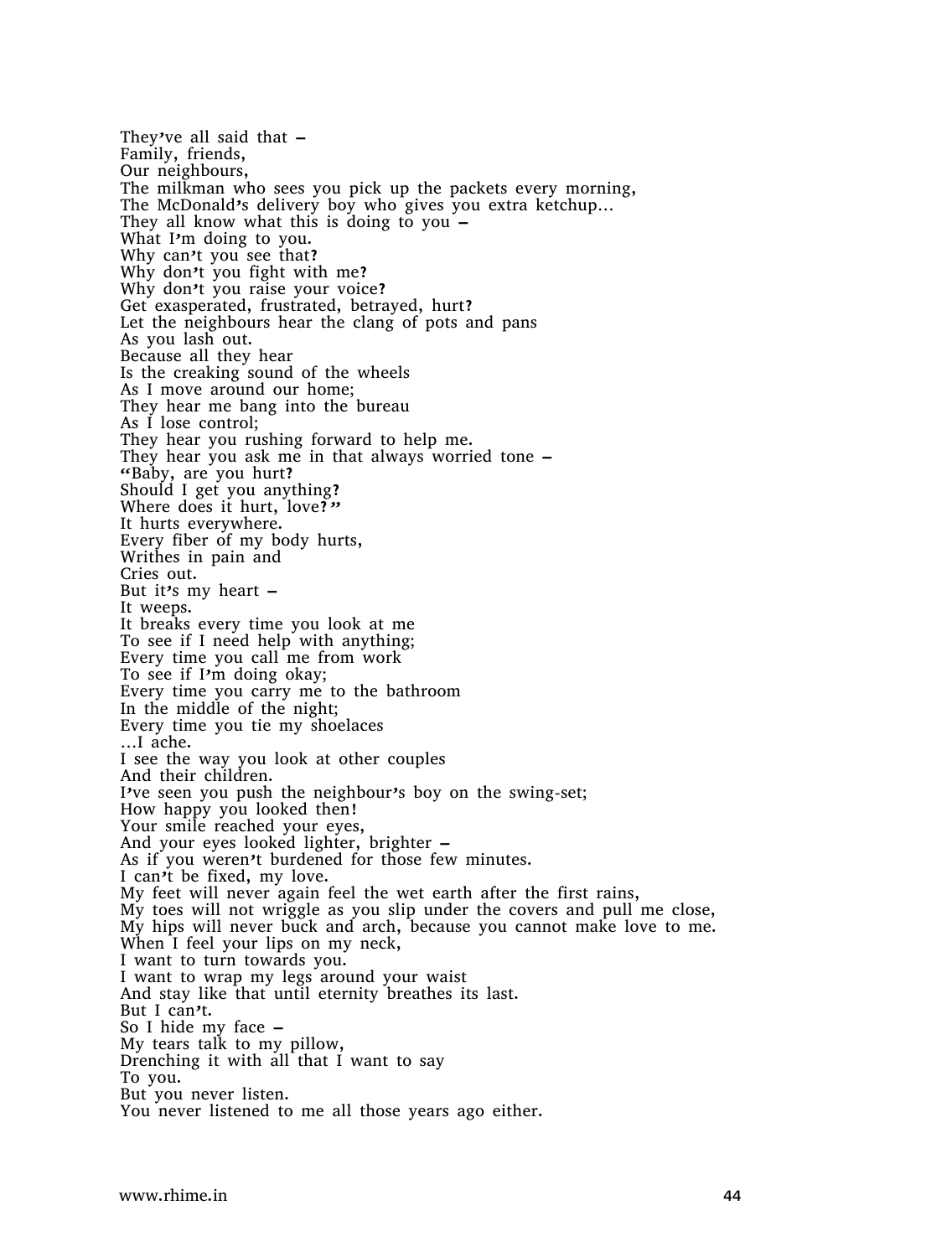They've all said that –  
Family, friends,  
Our neighbours,  
The milkman who sees you pick up the packets every morning,  
The McDonald's delivery boy who gives you extra ketchup…  
They all know what this is doing to you –  
What I'm doing to you.  
Why can't you see that?  
Why don't you fight with me?  
Why don't you raise your voice?  
Get exasperated, frustrated, betrayed, hurt?  
Let the neighbours hear the clang of pots and pans  
As you lash out.  
Because all they hear  
Is the creaking sound of the wheels  
As I move around our home;  
They hear me bang into the bureau  
As I lose control;  
They hear you rushing forward to help me.  
They hear you ask me in that always worried tone –  
"Baby, are you hurt?  
Should I get you anything?  
Where does it hurt, love?"  
It hurts everywhere.  
Every fiber of my body hurts,  
Writhes in pain and  
Cries out.  
But it's my heart –  
It weeps.  
It breaks every time you look at me  
To see if I need help with anything;  
Every time you call me from work  
To see if I'm doing okay;  
Every time you carry me to the bathroom  
In the middle of the night;  
Every time you tie my shoelaces  
…I ache.  
I see the way you look at other couples  
And their children.  
I've seen you push the neighbour's boy on the swing-set;  
How happy you looked then!  
Your smile reached your eyes,  
And your eyes looked lighter, brighter –  
As if you weren't burdened for those few minutes.  
I can't be fixed, my love.  
My feet will never again feel the wet earth after the first rains,  
My toes will not wriggle as you slip under the covers and pull me close,  
My hips will never buck and arch, because you cannot make love to me.  
When I feel your lips on my neck,  
I want to turn towards you.  
I want to wrap my legs around your waist  
And stay like that until eternity breathes its last.  
But I can't.  
So I hide my face –  
My tears talk to my pillow,  
Drenching it with all that I want to say  
To you.  
But you never listen.  
You never listened to me all those years ago either.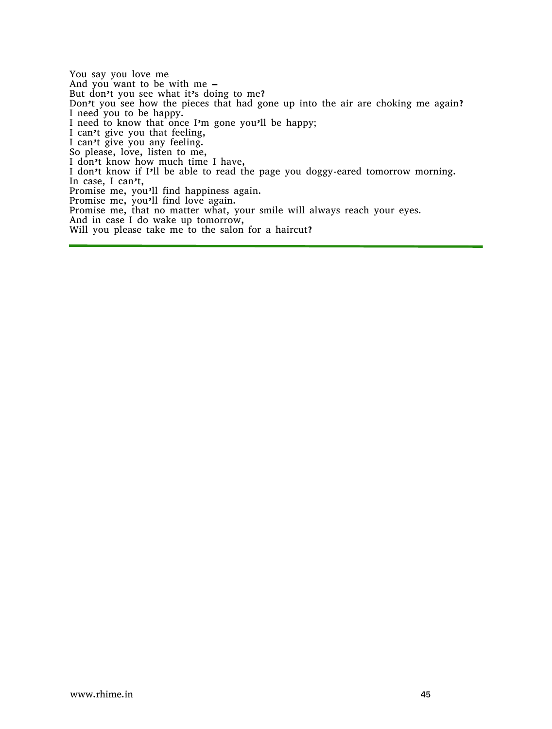You say you love me  
And you want to be with me –  
But don't you see what it's doing to me?  
Don't you see how the pieces that had gone up into the air are choking me again?  
I need you to be happy.  
I need to know that once I'm gone you'll be happy;  
I can't give you that feeling,  
I can't give you any feeling.  
So please, love, listen to me,  
I don't know how much time I have,  
I don't know if I'll be able to read the page you doggy-eared tomorrow morning.  
In case, I can't,  
Promise me, you'll find happiness again.  
Promise me, you'll find love again.  
Promise me, that no matter what, your smile will always reach your eyes.  
And in case I do wake up tomorrow,  
Will you please take me to the salon for a haircut?

---